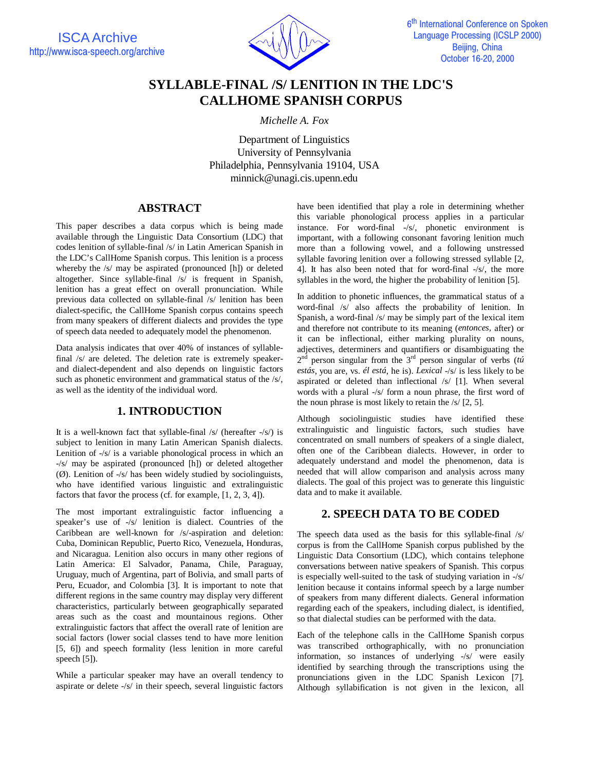# SYLLABLE-FINAL /S/ LENITION IN THE LDC'S CALLHOME SPANISH CORPUS

*Michelle A. Fox*

Department of Linguistics
University of Pennsylvania
Philadelphia, Pennsylvania 19104, USA
minnick@unagi.cis.upenn.edu

## ABSTRACT

This paper describes a data corpus which is being made available through the Linguistic Data Consortium (LDC) that codes lenition of syllable-final /s/ in Latin American Spanish in the LDC's CallHome Spanish corpus. This lenition is a process whereby the /s/ may be aspirated (pronounced [h]) or deleted altogether. Since syllable-final /s/ is frequent in Spanish, lenition has a great effect on overall pronunciation. While previous data collected on syllable-final /s/ lenition has been dialect-specific, the CallHome Spanish corpus contains speech from many speakers of different dialects and provides the type of speech data needed to adequately model the phenomenon.

Data analysis indicates that over 40% of instances of syllable-final /s/ are deleted. The deletion rate is extremely speaker- and dialect-dependent and also depends on linguistic factors such as phonetic environment and grammatical status of the /s/, as well as the identity of the individual word.

## 1. INTRODUCTION

It is a well-known fact that syllable-final /s/ (hereafter -/s/) is subject to lenition in many Latin American Spanish dialects. Lenition of -/s/ is a variable phonological process in which an -/s/ may be aspirated (pronounced [h]) or deleted altogether (Ø). Lenition of -/s/ has been widely studied by sociolinguists, who have identified various linguistic and extralinguistic factors that favor the process (cf. for example, [1, 2, 3, 4]).

The most important extralinguistic factor influencing a speaker's use of -/s/ lenition is dialect. Countries of the Caribbean are well-known for /s/-aspiration and deletion: Cuba, Dominican Republic, Puerto Rico, Venezuela, Honduras, and Nicaragua. Lenition also occurs in many other regions of Latin America: El Salvador, Panama, Chile, Paraguay, Uruguay, much of Argentina, part of Bolivia, and small parts of Peru, Ecuador, and Colombia [3]. It is important to note that different regions in the same country may display very different characteristics, particularly between geographically separated areas such as the coast and mountainous regions. Other extralinguistic factors that affect the overall rate of lenition are social factors (lower social classes tend to have more lenition [5, 6]) and speech formality (less lenition in more careful speech [5]).

While a particular speaker may have an overall tendency to aspirate or delete -/s/ in their speech, several linguistic factors have been identified that play a role in determining whether this variable phonological process applies in a particular instance. For word-final -/s/, phonetic environment is important, with a following consonant favoring lenition much more than a following vowel, and a following unstressed syllable favoring lenition over a following stressed syllable [2, 4]. It has also been noted that for word-final -/s/, the more syllables in the word, the higher the probability of lenition [5].

In addition to phonetic influences, the grammatical status of a word-final /s/ also affects the probability of lenition. In Spanish, a word-final /s/ may be simply part of the lexical item and therefore not contribute to its meaning (*entonces*, after) or it can be inflectional, either marking plurality on nouns, adjectives, determiners and quantifiers or disambiguating the 2nd person singular from the 3rd person singular of verbs (*tú estás*, you are, vs. *él está*, he is). *Lexical* -/s/ is less likely to be aspirated or deleted than inflectional /s/ [1]. When several words with a plural -/s/ form a noun phrase, the first word of the noun phrase is most likely to retain the /s/ [2, 5].

Although sociolinguistic studies have identified these extralinguistic and linguistic factors, such studies have concentrated on small numbers of speakers of a single dialect, often one of the Caribbean dialects. However, in order to adequately understand and model the phenomenon, data is needed that will allow comparison and analysis across many dialects. The goal of this project was to generate this linguistic data and to make it available.

## 2. SPEECH DATA TO BE CODED

The speech data used as the basis for this syllable-final /s/ corpus is from the CallHome Spanish corpus published by the Linguistic Data Consortium (LDC), which contains telephone conversations between native speakers of Spanish. This corpus is especially well-suited to the task of studying variation in -/s/ lenition because it contains informal speech by a large number of speakers from many different dialects. General information regarding each of the speakers, including dialect, is identified, so that dialectal studies can be performed with the data.

Each of the telephone calls in the CallHome Spanish corpus was transcribed orthographically, with no pronunciation information, so instances of underlying -/s/ were easily identified by searching through the transcriptions using the pronunciations given in the LDC Spanish Lexicon [7]. Although syllabification is not given in the lexicon, all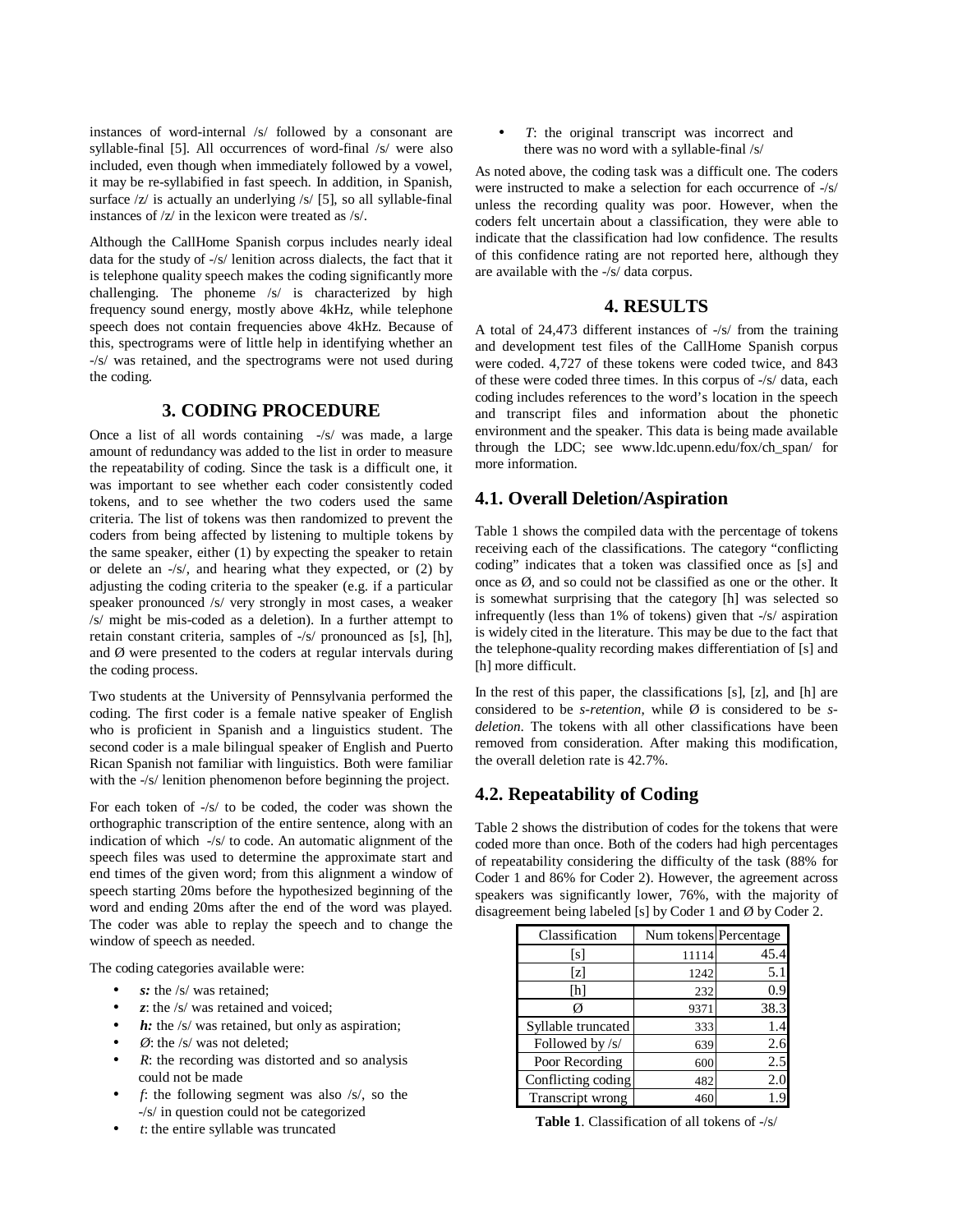instances of word-internal /s/ followed by a consonant are syllable-final [5]. All occurrences of word-final /s/ were also included, even though when immediately followed by a vowel, it may be re-syllabified in fast speech. In addition, in Spanish, surface /z/ is actually an underlying /s/ [5], so all syllable-final instances of /z/ in the lexicon were treated as /s/.

Although the CallHome Spanish corpus includes nearly ideal data for the study of -/s/ lenition across dialects, the fact that it is telephone quality speech makes the coding significantly more challenging. The phoneme /s/ is characterized by high frequency sound energy, mostly above 4kHz, while telephone speech does not contain frequencies above 4kHz. Because of this, spectrograms were of little help in identifying whether an -/s/ was retained, and the spectrograms were not used during the coding.

## 3. CODING PROCEDURE

Once a list of all words containing -/s/ was made, a large amount of redundancy was added to the list in order to measure the repeatability of coding. Since the task is a difficult one, it was important to see whether each coder consistently coded tokens, and to see whether the two coders used the same criteria. The list of tokens was then randomized to prevent the coders from being affected by listening to multiple tokens by the same speaker, either (1) by expecting the speaker to retain or delete an -/s/, and hearing what they expected, or (2) by adjusting the coding criteria to the speaker (e.g. if a particular speaker pronounced /s/ very strongly in most cases, a weaker /s/ might be mis-coded as a deletion). In a further attempt to retain constant criteria, samples of -/s/ pronounced as [s], [h], and Ø were presented to the coders at regular intervals during the coding process.

Two students at the University of Pennsylvania performed the coding. The first coder is a female native speaker of English who is proficient in Spanish and a linguistics student. The second coder is a male bilingual speaker of English and Puerto Rican Spanish not familiar with linguistics. Both were familiar with the -/s/ lenition phenomenon before beginning the project.

For each token of -/s/ to be coded, the coder was shown the orthographic transcription of the entire sentence, along with an indication of which -/s/ to code. An automatic alignment of the speech files was used to determine the approximate start and end times of the given word; from this alignment a window of speech starting 20ms before the hypothesized beginning of the word and ending 20ms after the end of the word was played. The coder was able to replay the speech and to change the window of speech as needed.

The coding categories available were:

- ***s:*** the /s/ was retained;
- ***z***: the /s/ was retained and voiced;
- ***h:*** the /s/ was retained, but only as aspiration;
- *Ø*: the /s/ was not deleted;
- *R*: the recording was distorted and so analysis could not be made
- *f*: the following segment was also /s/, so the -/s/ in question could not be categorized
- *t*: the entire syllable was truncated
- *T*: the original transcript was incorrect and there was no word with a syllable-final /s/

As noted above, the coding task was a difficult one. The coders were instructed to make a selection for each occurrence of -/s/ unless the recording quality was poor. However, when the coders felt uncertain about a classification, they were able to indicate that the classification had low confidence. The results of this confidence rating are not reported here, although they are available with the -/s/ data corpus.

## 4. RESULTS

A total of 24,473 different instances of -/s/ from the training and development test files of the CallHome Spanish corpus were coded. 4,727 of these tokens were coded twice, and 843 of these were coded three times. In this corpus of -/s/ data, each coding includes references to the word's location in the speech and transcript files and information about the phonetic environment and the speaker. This data is being made available through the LDC; see www.ldc.upenn.edu/fox/ch_span/ for more information.

### 4.1. Overall Deletion/Aspiration

Table 1 shows the compiled data with the percentage of tokens receiving each of the classifications. The category "conflicting coding" indicates that a token was classified once as [s] and once as Ø, and so could not be classified as one or the other. It is somewhat surprising that the category [h] was selected so infrequently (less than 1% of tokens) given that -/s/ aspiration is widely cited in the literature. This may be due to the fact that the telephone-quality recording makes differentiation of [s] and [h] more difficult.

In the rest of this paper, the classifications [s], [z], and [h] are considered to be *s-retention*, while Ø is considered to be *s-deletion*. The tokens with all other classifications have been removed from consideration. After making this modification, the overall deletion rate is 42.7%.

### 4.2. Repeatability of Coding

Table 2 shows the distribution of codes for the tokens that were coded more than once. Both of the coders had high percentages of repeatability considering the difficulty of the task (88% for Coder 1 and 86% for Coder 2). However, the agreement across speakers was significantly lower, 76%, with the majority of disagreement being labeled [s] by Coder 1 and Ø by Coder 2.

| Classification | Num tokens | Percentage |
|---|---|---|
| [s] | 11114 | 45.4 |
| [z] | 1242 | 5.1 |
| [h] | 232 | 0.9 |
| Ø | 9371 | 38.3 |
| Syllable truncated | 333 | 1.4 |
| Followed by /s/ | 639 | 2.6 |
| Poor Recording | 600 | 2.5 |
| Conflicting coding | 482 | 2.0 |
| Transcript wrong | 460 | 1.9 |

**Table 1**. Classification of all tokens of -/s/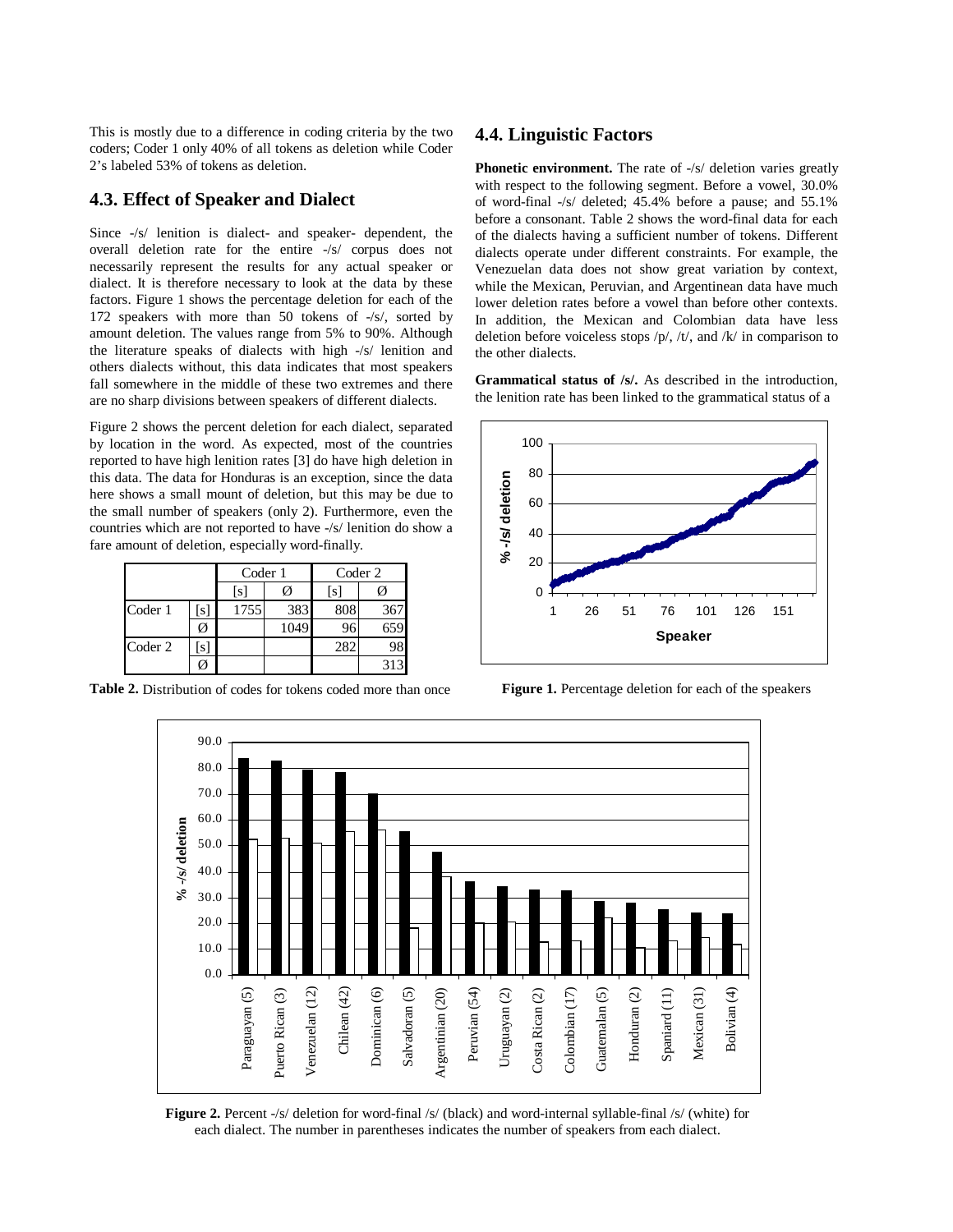This is mostly due to a difference in coding criteria by the two coders; Coder 1 only 40% of all tokens as deletion while Coder 2's labeled 53% of tokens as deletion.

## 4.3. Effect of Speaker and Dialect

Since -/s/ lenition is dialect- and speaker- dependent, the overall deletion rate for the entire -/s/ corpus does not necessarily represent the results for any actual speaker or dialect. It is therefore necessary to look at the data by these factors. Figure 1 shows the percentage deletion for each of the 172 speakers with more than 50 tokens of -/s/, sorted by amount deletion. The values range from 5% to 90%. Although the literature speaks of dialects with high -/s/ lenition and others dialects without, this data indicates that most speakers fall somewhere in the middle of these two extremes and there are no sharp divisions between speakers of different dialects.

Figure 2 shows the percent deletion for each dialect, separated by location in the word. As expected, most of the countries reported to have high lenition rates [3] do have high deletion in this data. The data for Honduras is an exception, since the data here shows a small mount of deletion, but this may be due to the small number of speakers (only 2). Furthermore, even the countries which are not reported to have -/s/ lenition do show a fare amount of deletion, especially word-finally.

| | | Coder 1 | | Coder 2 | |
|---|---|---|---|---|---|
| | | [s] | Ø | [s] | Ø |
| Coder 1 | [s] | 1755 | 383 | 808 | 367 |
| | Ø | | 1049 | 96 | 659 |
| Coder 2 | [s] | | | 282 | 98 |
| | Ø | | | | 313 |

**Table 2.** Distribution of codes for tokens coded more than once

## 4.4. Linguistic Factors

**Phonetic environment.** The rate of -/s/ deletion varies greatly with respect to the following segment. Before a vowel, 30.0% of word-final -/s/ deleted; 45.4% before a pause; and 55.1% before a consonant. Table 2 shows the word-final data for each of the dialects having a sufficient number of tokens. Different dialects operate under different constraints. For example, the Venezuelan data does not show great variation by context, while the Mexican, Peruvian, and Argentinean data have much lower deletion rates before a vowel than before other contexts. In addition, the Mexican and Colombian data have less deletion before voiceless stops /p/, /t/, and /k/ in comparison to the other dialects.

**Grammatical status of /s/.** As described in the introduction, the lenition rate has been linked to the grammatical status of a

**Figure 1.** Percentage deletion for each of the speakers

**Figure 2.** Percent -/s/ deletion for word-final /s/ (black) and word-internal syllable-final /s/ (white) for each dialect. The number in parentheses indicates the number of speakers from each dialect.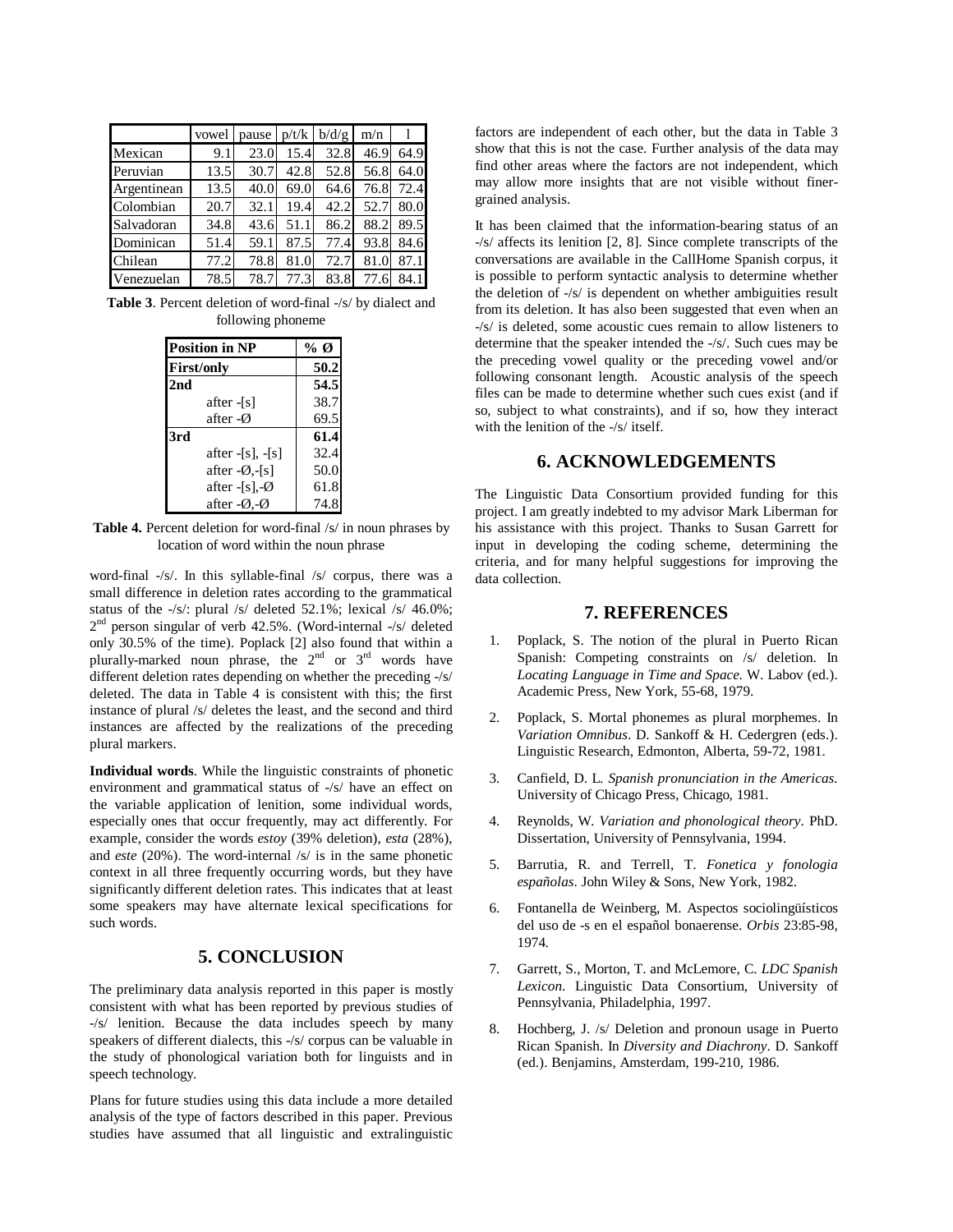| | vowel | pause | p/t/k | b/d/g | m/n | l |
|---|---|---|---|---|---|---|
| Mexican | 9.1 | 23.0 | 15.4 | 32.8 | 46.9 | 64.9 |
| Peruvian | 13.5 | 30.7 | 42.8 | 52.8 | 56.8 | 64.0 |
| Argentinean | 13.5 | 40.0 | 69.0 | 64.6 | 76.8 | 72.4 |
| Colombian | 20.7 | 32.1 | 19.4 | 42.2 | 52.7 | 80.0 |
| Salvadoran | 34.8 | 43.6 | 51.1 | 86.2 | 88.2 | 89.5 |
| Dominican | 51.4 | 59.1 | 87.5 | 77.4 | 93.8 | 84.6 |
| Chilean | 77.2 | 78.8 | 81.0 | 72.7 | 81.0 | 87.1 |
| Venezuelan | 78.5 | 78.7 | 77.3 | 83.8 | 77.6 | 84.1 |

**Table 3**. Percent deletion of word-final -/s/ by dialect and following phoneme

| Position in NP | % Ø |
|---|---|
| **First/only** | **50.2** |
| **2nd** | **54.5** |
| after -[s] | 38.7 |
| after -Ø | 69.5 |
| **3rd** | **61.4** |
| after -[s], -[s] | 32.4 |
| after -Ø,-[s] | 50.0 |
| after -[s],-Ø | 61.8 |
| after -Ø,-Ø | 74.8 |

**Table 4.** Percent deletion for word-final /s/ in noun phrases by location of word within the noun phrase

word-final -/s/. In this syllable-final /s/ corpus, there was a small difference in deletion rates according to the grammatical status of the -/s/: plural /s/ deleted 52.1%; lexical /s/ 46.0%; 2nd person singular of verb 42.5%. (Word-internal -/s/ deleted only 30.5% of the time). Poplack [2] also found that within a plurally-marked noun phrase, the 2nd or 3rd words have different deletion rates depending on whether the preceding -/s/ deleted. The data in Table 4 is consistent with this; the first instance of plural /s/ deletes the least, and the second and third instances are affected by the realizations of the preceding plural markers.

**Individual words**. While the linguistic constraints of phonetic environment and grammatical status of -/s/ have an effect on the variable application of lenition, some individual words, especially ones that occur frequently, may act differently. For example, consider the words *estoy* (39% deletion), *esta* (28%), and *este* (20%). The word-internal /s/ is in the same phonetic context in all three frequently occurring words, but they have significantly different deletion rates. This indicates that at least some speakers may have alternate lexical specifications for such words.

## 5. CONCLUSION

The preliminary data analysis reported in this paper is mostly consistent with what has been reported by previous studies of -/s/ lenition. Because the data includes speech by many speakers of different dialects, this -/s/ corpus can be valuable in the study of phonological variation both for linguists and in speech technology.

Plans for future studies using this data include a more detailed analysis of the type of factors described in this paper. Previous studies have assumed that all linguistic and extralinguistic factors are independent of each other, but the data in Table 3 show that this is not the case. Further analysis of the data may find other areas where the factors are not independent, which may allow more insights that are not visible without finer-grained analysis.

It has been claimed that the information-bearing status of an -/s/ affects its lenition [2, 8]. Since complete transcripts of the conversations are available in the CallHome Spanish corpus, it is possible to perform syntactic analysis to determine whether the deletion of -/s/ is dependent on whether ambiguities result from its deletion. It has also been suggested that even when an -/s/ is deleted, some acoustic cues remain to allow listeners to determine that the speaker intended the -/s/. Such cues may be the preceding vowel quality or the preceding vowel and/or following consonant length. Acoustic analysis of the speech files can be made to determine whether such cues exist (and if so, subject to what constraints), and if so, how they interact with the lenition of the -/s/ itself.

## 6. ACKNOWLEDGEMENTS

The Linguistic Data Consortium provided funding for this project. I am greatly indebted to my advisor Mark Liberman for his assistance with this project. Thanks to Susan Garrett for input in developing the coding scheme, determining the criteria, and for many helpful suggestions for improving the data collection.

## 7. REFERENCES

1. Poplack, S. The notion of the plural in Puerto Rican Spanish: Competing constraints on /s/ deletion. In *Locating Language in Time and Space.* W. Labov (ed.). Academic Press, New York, 55-68, 1979.

2. Poplack, S. Mortal phonemes as plural morphemes. In *Variation Omnibus*. D. Sankoff & H. Cedergren (eds.). Linguistic Research, Edmonton, Alberta, 59-72, 1981.

3. Canfield, D. L. *Spanish pronunciation in the Americas.* University of Chicago Press, Chicago, 1981.

4. Reynolds, W. *Variation and phonological theory*. PhD. Dissertation, University of Pennsylvania, 1994.

5. Barrutia, R. and Terrell, T. *Fonetica y fonologia españolas*. John Wiley & Sons, New York, 1982.

6. Fontanella de Weinberg, M. Aspectos sociolingüísticos del uso de -s en el español bonaerense. *Orbis* 23:85-98, 1974.

7. Garrett, S., Morton, T. and McLemore, C. *LDC Spanish Lexicon*. Linguistic Data Consortium, University of Pennsylvania, Philadelphia, 1997.

8. Hochberg, J. /s/ Deletion and pronoun usage in Puerto Rican Spanish. In *Diversity and Diachrony*. D. Sankoff (ed.). Benjamins, Amsterdam, 199-210, 1986.